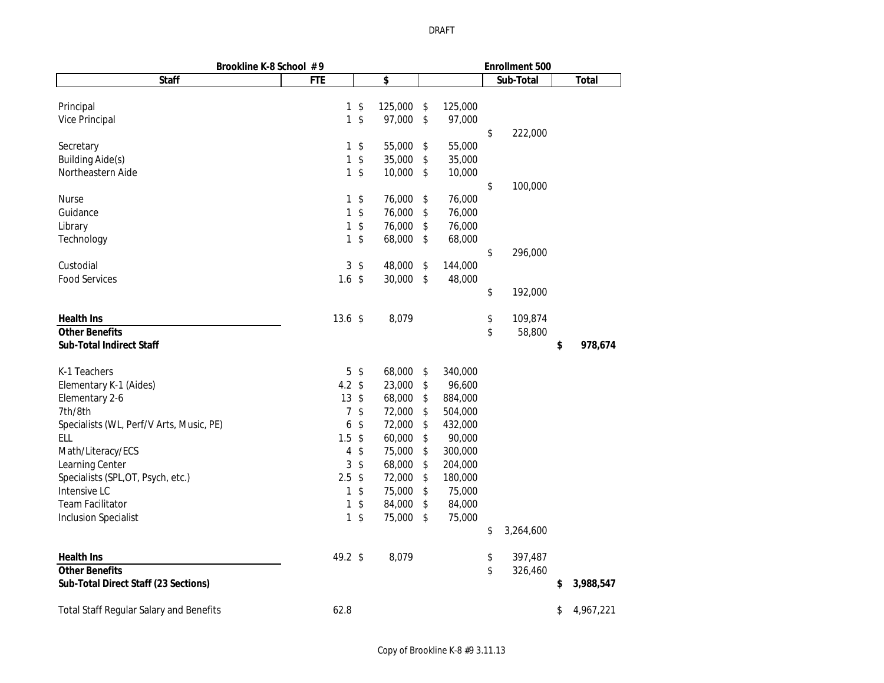DRAFT

| Brookline K-8 School #9 | | | | Enrollment 500 | |
|---|---|---|---|---|---|
| **Staff** | **FTE** | **$** | | **Sub-Total** | **Total** |
| Principal | 1 | $ 125,000 | $ 125,000 | | |
| Vice Principal | 1 | $ 97,000 | $ 97,000 | | |
| | | | | $ 222,000 | |
| Secretary | 1 | $ 55,000 | $ 55,000 | | |
| Building Aide(s) | 1 | $ 35,000 | $ 35,000 | | |
| Northeastern Aide | 1 | $ 10,000 | $ 10,000 | | |
| | | | | $ 100,000 | |
| Nurse | 1 | $ 76,000 | $ 76,000 | | |
| Guidance | 1 | $ 76,000 | $ 76,000 | | |
| Library | 1 | $ 76,000 | $ 76,000 | | |
| Technology | 1 | $ 68,000 | $ 68,000 | | |
| | | | | $ 296,000 | |
| Custodial | 3 | $ 48,000 | $ 144,000 | | |
| Food Services | 1.6 | $ 30,000 | $ 48,000 | | |
| | | | | $ 192,000 | |
| **Health Ins** | 13.6 | $ 8,079 | | $ 109,874 | |
| **Other Benefits** | | | | $ 58,800 | |
| **Sub-Total Indirect Staff** | | | | | **$ 978,674** |
| K-1 Teachers | 5 | $ 68,000 | $ 340,000 | | |
| Elementary K-1 (Aides) | 4.2 | $ 23,000 | $ 96,600 | | |
| Elementary 2-6 | 13 | $ 68,000 | $ 884,000 | | |
| 7th/8th | 7 | $ 72,000 | $ 504,000 | | |
| Specialists (WL, Perf/V Arts, Music, PE) | 6 | $ 72,000 | $ 432,000 | | |
| ELL | 1.5 | $ 60,000 | $ 90,000 | | |
| Math/Literacy/ECS | 4 | $ 75,000 | $ 300,000 | | |
| Learning Center | 3 | $ 68,000 | $ 204,000 | | |
| Specialists (SPL,OT, Psych, etc.) | 2.5 | $ 72,000 | $ 180,000 | | |
| Intensive LC | 1 | $ 75,000 | $ 75,000 | | |
| Team Facilitator | 1 | $ 84,000 | $ 84,000 | | |
| Inclusion Specialist | 1 | $ 75,000 | $ 75,000 | | |
| | | | | $ 3,264,600 | |
| **Health Ins** | 49.2 | $ 8,079 | | $ 397,487 | |
| **Other Benefits** | | | | $ 326,460 | |
| **Sub-Total Direct Staff (23 Sections)** | | | | | **$ 3,988,547** |
| Total Staff Regular Salary and Benefits | 62.8 | | | | $ 4,967,221 |

Copy of Brookline K-8 #9 3.11.13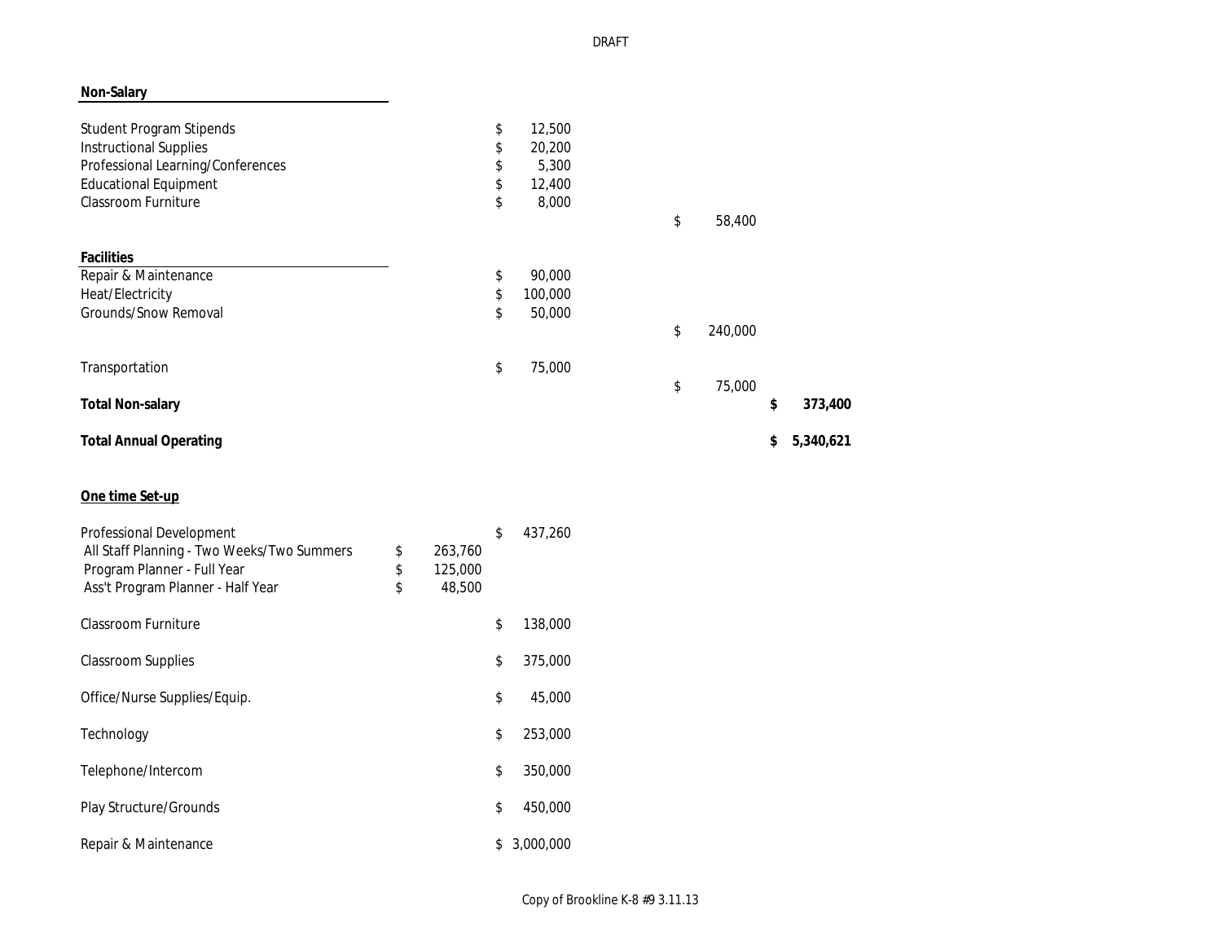DRAFT

| Item | Sub-amount | Amount | Subtotal | Total |
|---|---|---|---|---|
| **Non-Salary** | | | | |
| Student Program Stipends | | $ 12,500 | | |
| Instructional Supplies | | $ 20,200 | | |
| Professional Learning/Conferences | | $ 5,300 | | |
| Educational Equipment | | $ 12,400 | | |
| Classroom Furniture | | $ 8,000 | | |
| | | | $ 58,400 | |
| **Facilities** | | | | |
| Repair & Maintenance | | $ 90,000 | | |
| Heat/Electricity | | $ 100,000 | | |
| Grounds/Snow Removal | | $ 50,000 | | |
| | | | $ 240,000 | |
| Transportation | | $ 75,000 | | |
| | | | $ 75,000 | |
| **Total Non-salary** | | | | **$ 373,400** |
| **Total Annual Operating** | | | | **$ 5,340,621** |

**One time Set-up**

| Item | Sub-amount | Amount |
|---|---|---|
| Professional Development | | $ 437,260 |
| All Staff Planning - Two Weeks/Two Summers | $ 263,760 | |
| Program Planner - Full Year | $ 125,000 | |
| Ass't Program Planner - Half Year | $ 48,500 | |
| Classroom Furniture | | $ 138,000 |
| Classroom Supplies | | $ 375,000 |
| Office/Nurse Supplies/Equip. | | $ 45,000 |
| Technology | | $ 253,000 |
| Telephone/Intercom | | $ 350,000 |
| Play Structure/Grounds | | $ 450,000 |
| Repair & Maintenance | | $ 3,000,000 |

Copy of Brookline K-8 #9 3.11.13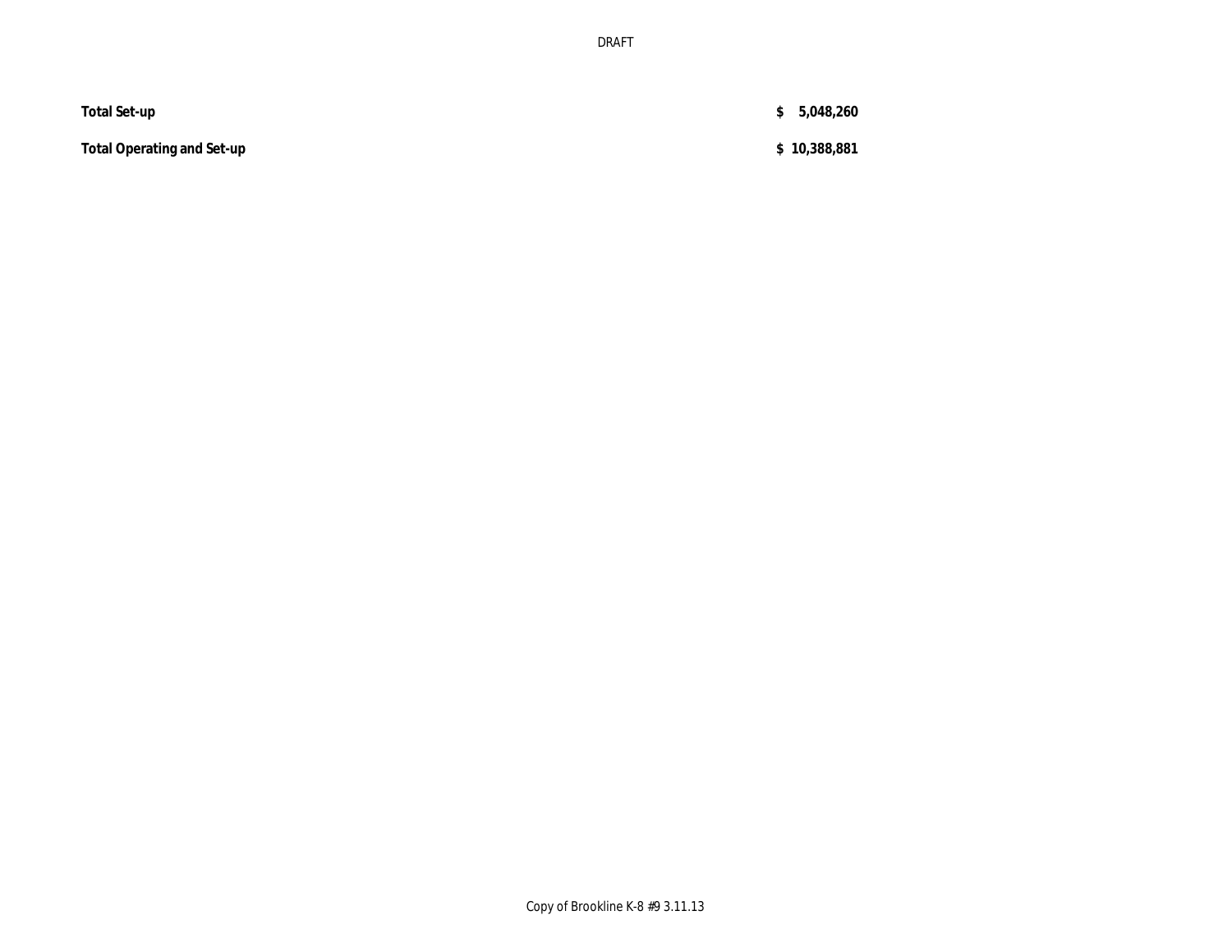| | |
|---|---|
| **Total Set-up** | **$ 5,048,260** |
| **Total Operating and Set-up** | **$ 10,388,881** |